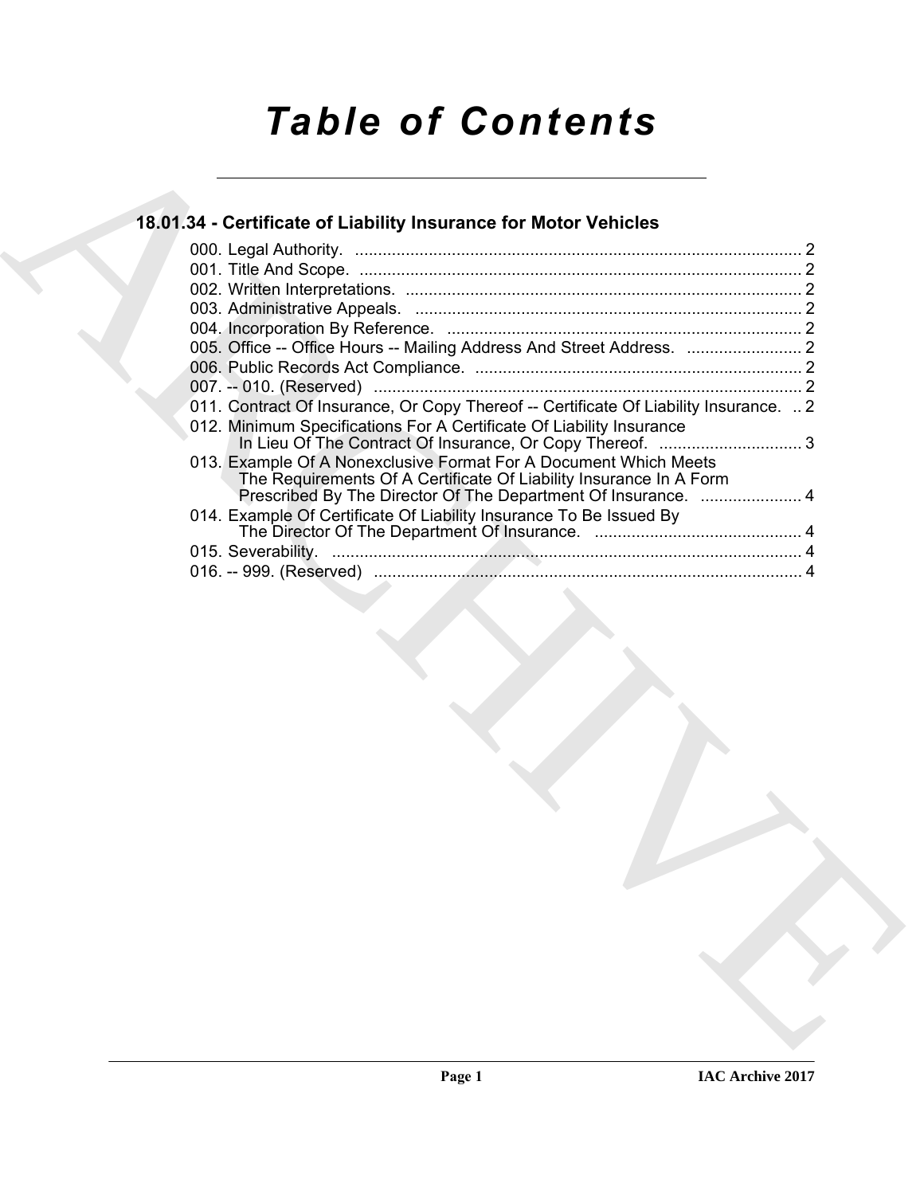# *Table of Contents*

## 18.01.34 - Certificate of Liability Insurance for Motor Vehicles

000. Legal Authority. ..... 2
001. Title And Scope. ..... 2
002. Written Interpretations. ..... 2
003. Administrative Appeals. ..... 2
004. Incorporation By Reference. ..... 2
005. Office -- Office Hours -- Mailing Address And Street Address. ..... 2
006. Public Records Act Compliance. ..... 2
007. -- 010. (Reserved) ..... 2
011. Contract Of Insurance, Or Copy Thereof -- Certificate Of Liability Insurance. ..... 2
012. Minimum Specifications For A Certificate Of Liability Insurance In Lieu Of The Contract Of Insurance, Or Copy Thereof. ..... 3
013. Example Of A Nonexclusive Format For A Document Which Meets The Requirements Of A Certificate Of Liability Insurance In A Form Prescribed By The Director Of The Department Of Insurance. ..... 4
014. Example Of Certificate Of Liability Insurance To Be Issued By The Director Of The Department Of Insurance. ..... 4
015. Severability. ..... 4
016. -- 999. (Reserved) ..... 4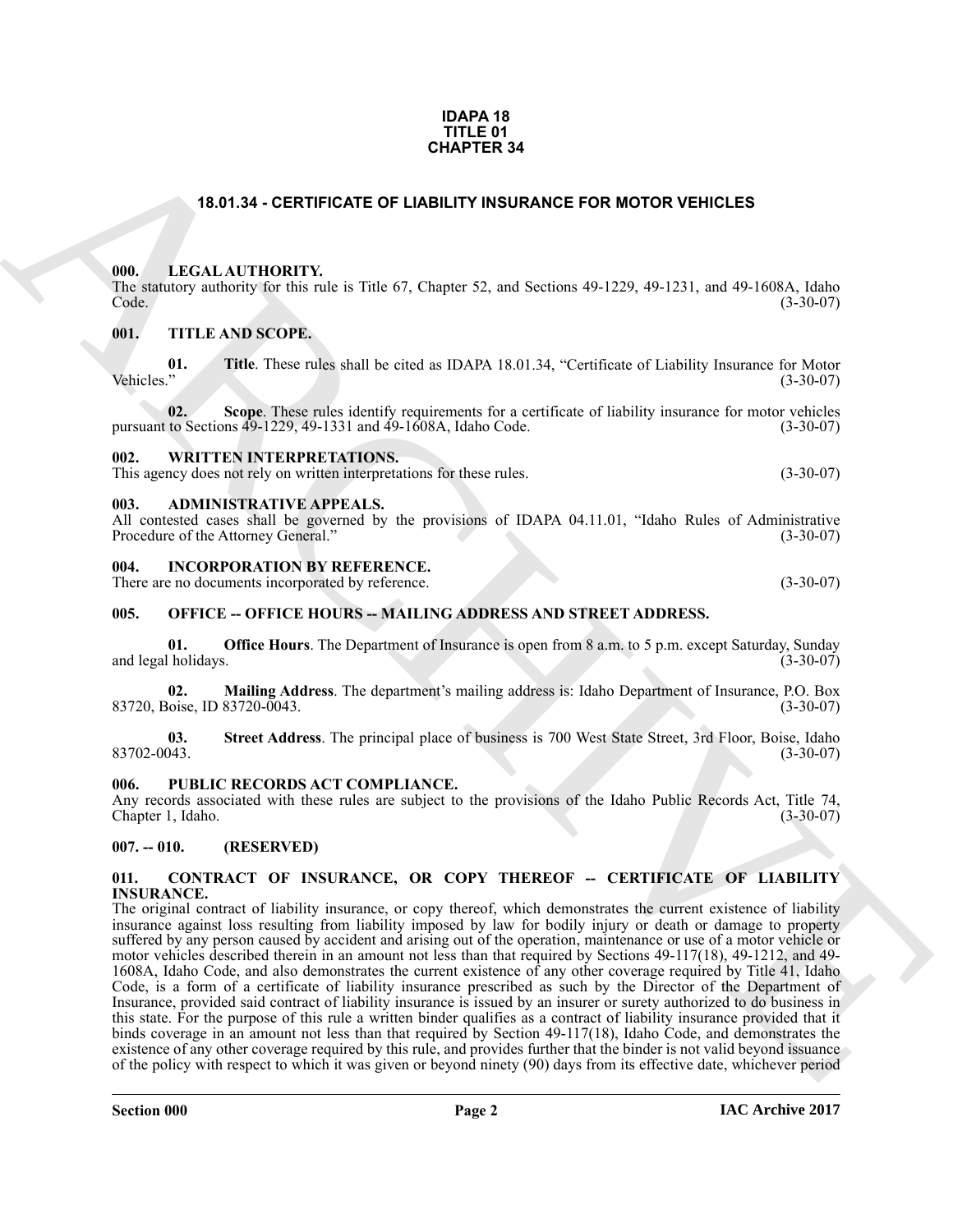**IDAPA 18**
**TITLE 01**
**CHAPTER 34**

# 18.01.34 - CERTIFICATE OF LIABILITY INSURANCE FOR MOTOR VEHICLES

## 000. LEGAL AUTHORITY.

The statutory authority for this rule is Title 67, Chapter 52, and Sections 49-1229, 49-1231, and 49-1608A, Idaho Code. (3-30-07)

## 001. TITLE AND SCOPE.

**01. Title**. These rules shall be cited as IDAPA 18.01.34, "Certificate of Liability Insurance for Motor Vehicles." (3-30-07)

**02. Scope**. These rules identify requirements for a certificate of liability insurance for motor vehicles pursuant to Sections 49-1229, 49-1331 and 49-1608A, Idaho Code. (3-30-07)

## 002. WRITTEN INTERPRETATIONS.

This agency does not rely on written interpretations for these rules. (3-30-07)

## 003. ADMINISTRATIVE APPEALS.

All contested cases shall be governed by the provisions of IDAPA 04.11.01, "Idaho Rules of Administrative Procedure of the Attorney General." (3-30-07)

## 004. INCORPORATION BY REFERENCE.

There are no documents incorporated by reference. (3-30-07)

## 005. OFFICE -- OFFICE HOURS -- MAILING ADDRESS AND STREET ADDRESS.

**01. Office Hours**. The Department of Insurance is open from 8 a.m. to 5 p.m. except Saturday, Sunday and legal holidays. (3-30-07)

**02. Mailing Address**. The department's mailing address is: Idaho Department of Insurance, P.O. Box 83720, Boise, ID 83720-0043. (3-30-07)

**03. Street Address**. The principal place of business is 700 West State Street, 3rd Floor, Boise, Idaho 83702-0043. (3-30-07)

## 006. PUBLIC RECORDS ACT COMPLIANCE.

Any records associated with these rules are subject to the provisions of the Idaho Public Records Act, Title 74, Chapter 1, Idaho. (3-30-07)

## 007. -- 010. (RESERVED)

## 011. CONTRACT OF INSURANCE, OR COPY THEREOF -- CERTIFICATE OF LIABILITY INSURANCE.

The original contract of liability insurance, or copy thereof, which demonstrates the current existence of liability insurance against loss resulting from liability imposed by law for bodily injury or death or damage to property suffered by any person caused by accident and arising out of the operation, maintenance or use of a motor vehicle or motor vehicles described therein in an amount not less than that required by Sections 49-117(18), 49-1212, and 49-1608A, Idaho Code, and also demonstrates the current existence of any other coverage required by Title 41, Idaho Code, is a form of a certificate of liability insurance prescribed as such by the Director of the Department of Insurance, provided said contract of liability insurance is issued by an insurer or surety authorized to do business in this state. For the purpose of this rule a written binder qualifies as a contract of liability insurance provided that it binds coverage in an amount not less than that required by Section 49-117(18), Idaho Code, and demonstrates the existence of any other coverage required by this rule, and provides further that the binder is not valid beyond issuance of the policy with respect to which it was given or beyond ninety (90) days from its effective date, whichever period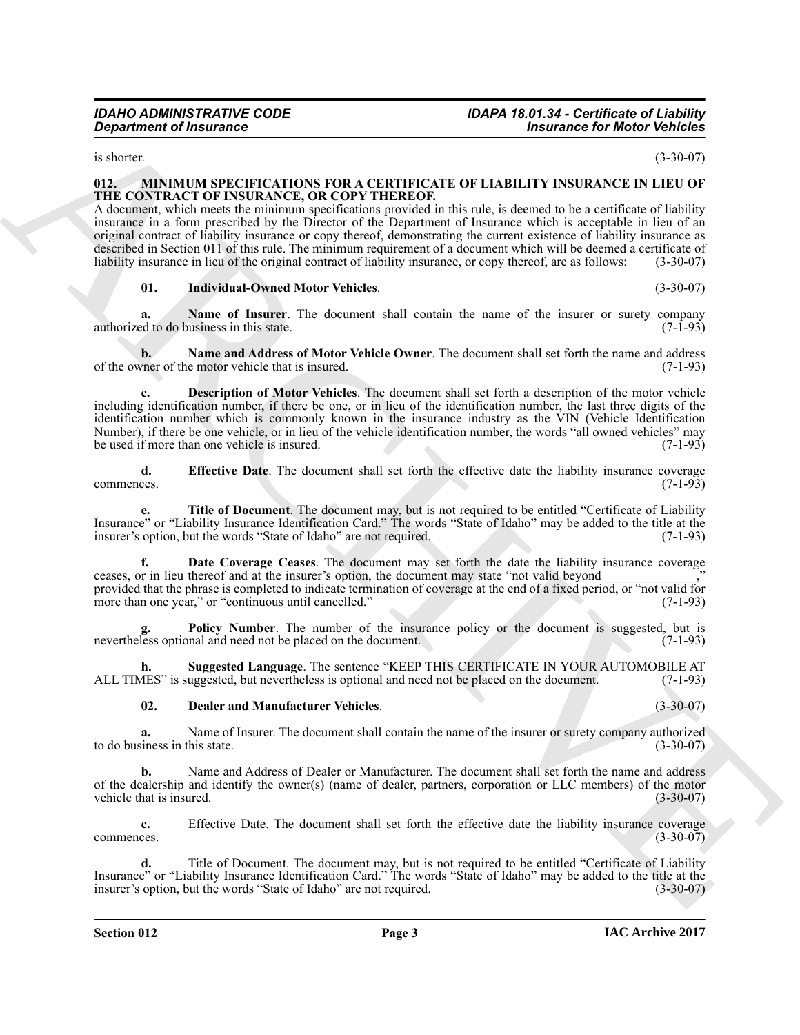is shorter. (3-30-07)

**012. MINIMUM SPECIFICATIONS FOR A CERTIFICATE OF LIABILITY INSURANCE IN LIEU OF THE CONTRACT OF INSURANCE, OR COPY THEREOF.**

A document, which meets the minimum specifications provided in this rule, is deemed to be a certificate of liability insurance in a form prescribed by the Director of the Department of Insurance which is acceptable in lieu of an original contract of liability insurance or copy thereof, demonstrating the current existence of liability insurance as described in Section 011 of this rule. The minimum requirement of a document which will be deemed a certificate of liability insurance in lieu of the original contract of liability insurance, or copy thereof, are as follows: (3-30-07)

**01. Individual-Owned Motor Vehicles**. (3-30-07)

**a. Name of Insurer**. The document shall contain the name of the insurer or surety company authorized to do business in this state. (7-1-93)

**b. Name and Address of Motor Vehicle Owner**. The document shall set forth the name and address of the owner of the motor vehicle that is insured. (7-1-93)

**c. Description of Motor Vehicles**. The document shall set forth a description of the motor vehicle including identification number, if there be one, or in lieu of the identification number, the last three digits of the identification number which is commonly known in the insurance industry as the VIN (Vehicle Identification Number), if there be one vehicle, or in lieu of the vehicle identification number, the words "all owned vehicles" may be used if more than one vehicle is insured. (7-1-93)

**d. Effective Date**. The document shall set forth the effective date the liability insurance coverage commences. (7-1-93)

**e. Title of Document**. The document may, but is not required to be entitled "Certificate of Liability Insurance" or "Liability Insurance Identification Card." The words "State of Idaho" may be added to the title at the insurer's option, but the words "State of Idaho" are not required. (7-1-93)

**f. Date Coverage Ceases**. The document may set forth the date the liability insurance coverage ceases, or in lieu thereof and at the insurer's option, the document may state "not valid beyond _____________," provided that the phrase is completed to indicate termination of coverage at the end of a fixed period, or "not valid for more than one year," or "continuous until cancelled." (7-1-93)

**g. Policy Number**. The number of the insurance policy or the document is suggested, but is nevertheless optional and need not be placed on the document. (7-1-93)

**h. Suggested Language**. The sentence "KEEP THIS CERTIFICATE IN YOUR AUTOMOBILE AT ALL TIMES" is suggested, but nevertheless is optional and need not be placed on the document. (7-1-93)

**02. Dealer and Manufacturer Vehicles**. (3-30-07)

**a.** Name of Insurer. The document shall contain the name of the insurer or surety company authorized to do business in this state. (3-30-07)

**b.** Name and Address of Dealer or Manufacturer. The document shall set forth the name and address of the dealership and identify the owner(s) (name of dealer, partners, corporation or LLC members) of the motor vehicle that is insured. (3-30-07)

**c.** Effective Date. The document shall set forth the effective date the liability insurance coverage commences. (3-30-07)

**d.** Title of Document. The document may, but is not required to be entitled "Certificate of Liability Insurance" or "Liability Insurance Identification Card." The words "State of Idaho" may be added to the title at the insurer's option, but the words "State of Idaho" are not required. (3-30-07)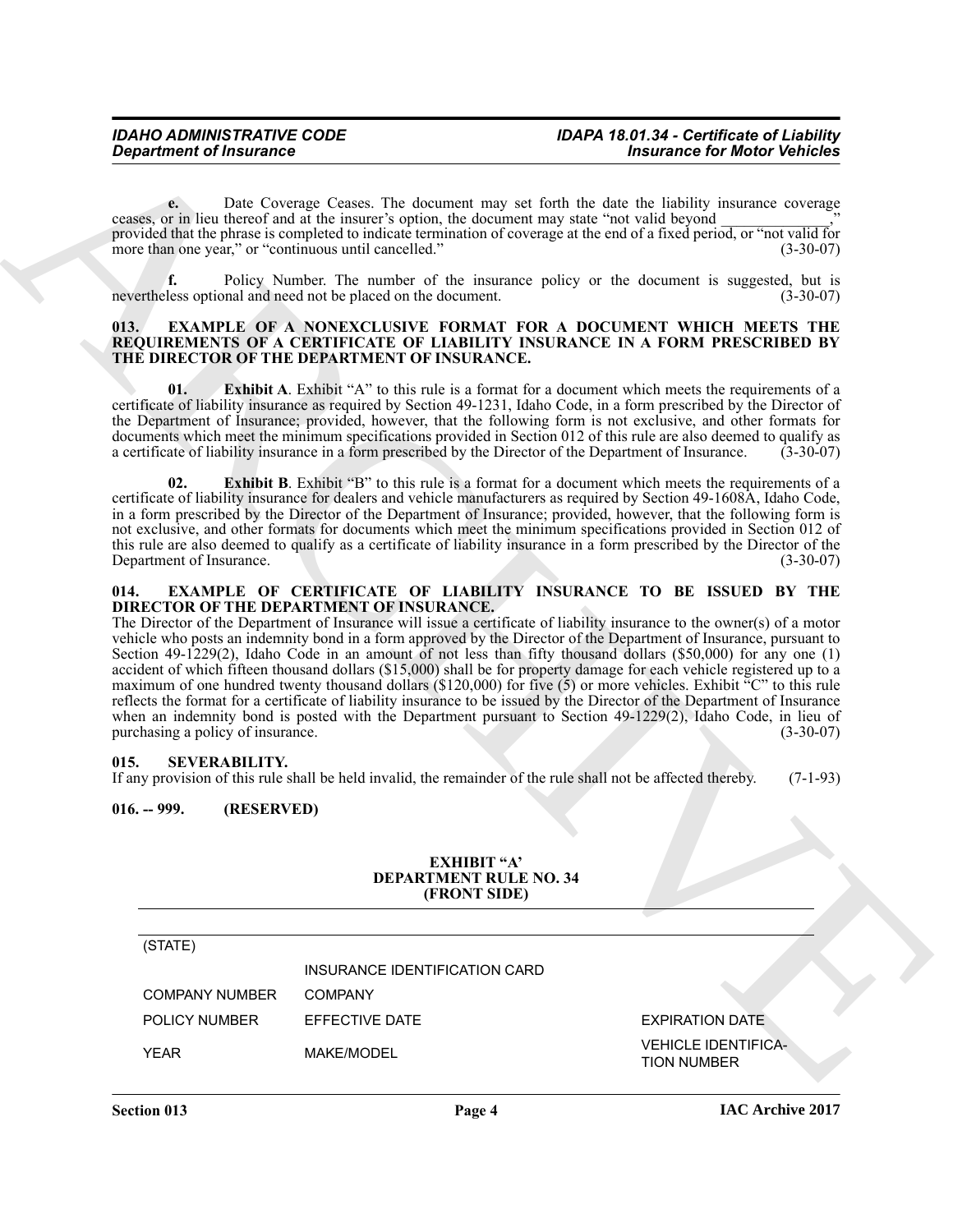**e.** Date Coverage Ceases. The document may set forth the date the liability insurance coverage ceases, or in lieu thereof and at the insurer's option, the document may state "not valid beyond ______________," provided that the phrase is completed to indicate termination of coverage at the end of a fixed period, or "not valid for more than one year," or "continuous until cancelled." (3-30-07)

**f.** Policy Number. The number of the insurance policy or the document is suggested, but is nevertheless optional and need not be placed on the document. (3-30-07)

### 013. EXAMPLE OF A NONEXCLUSIVE FORMAT FOR A DOCUMENT WHICH MEETS THE REQUIREMENTS OF A CERTIFICATE OF LIABILITY INSURANCE IN A FORM PRESCRIBED BY THE DIRECTOR OF THE DEPARTMENT OF INSURANCE.

**01. Exhibit A**. Exhibit "A" to this rule is a format for a document which meets the requirements of a certificate of liability insurance as required by Section 49-1231, Idaho Code, in a form prescribed by the Director of the Department of Insurance; provided, however, that the following form is not exclusive, and other formats for documents which meet the minimum specifications provided in Section 012 of this rule are also deemed to qualify as a certificate of liability insurance in a form prescribed by the Director of the Department of Insurance. (3-30-07)

**02. Exhibit B**. Exhibit "B" to this rule is a format for a document which meets the requirements of a certificate of liability insurance for dealers and vehicle manufacturers as required by Section 49-1608A, Idaho Code, in a form prescribed by the Director of the Department of Insurance; provided, however, that the following form is not exclusive, and other formats for documents which meet the minimum specifications provided in Section 012 of this rule are also deemed to qualify as a certificate of liability insurance in a form prescribed by the Director of the Department of Insurance. (3-30-07)

### 014. EXAMPLE OF CERTIFICATE OF LIABILITY INSURANCE TO BE ISSUED BY THE DIRECTOR OF THE DEPARTMENT OF INSURANCE.

The Director of the Department of Insurance will issue a certificate of liability insurance to the owner(s) of a motor vehicle who posts an indemnity bond in a form approved by the Director of the Department of Insurance, pursuant to Section 49-1229(2), Idaho Code in an amount of not less than fifty thousand dollars ($50,000) for any one (1) accident of which fifteen thousand dollars ($15,000) shall be for property damage for each vehicle registered up to a maximum of one hundred twenty thousand dollars ($120,000) for five (5) or more vehicles. Exhibit "C" to this rule reflects the format for a certificate of liability insurance to be issued by the Director of the Department of Insurance when an indemnity bond is posted with the Department pursuant to Section 49-1229(2), Idaho Code, in lieu of purchasing a policy of insurance. (3-30-07)

### 015. SEVERABILITY.

If any provision of this rule shall be held invalid, the remainder of the rule shall not be affected thereby. (7-1-93)

### 016. -- 999. (RESERVED)

**EXHIBIT "A'**
**DEPARTMENT RULE NO. 34**
**(FRONT SIDE)**

| (STATE) | | |
|---|---|---|
| | INSURANCE IDENTIFICATION CARD | |
| COMPANY NUMBER | COMPANY | |
| POLICY NUMBER | EFFECTIVE DATE | EXPIRATION DATE |
| YEAR | MAKE/MODEL | VEHICLE IDENTIFICATION NUMBER |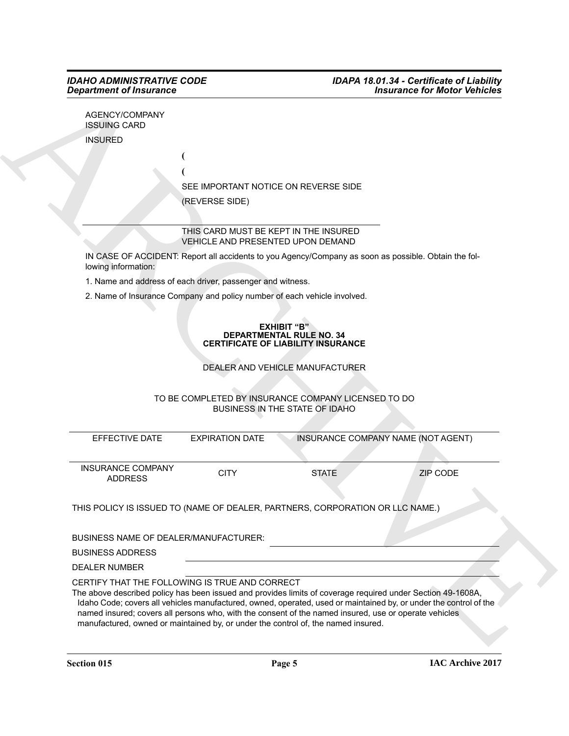AGENCY/COMPANY ISSUING CARD

INSURED

(

(

SEE IMPORTANT NOTICE ON REVERSE SIDE

(REVERSE SIDE)

---

THIS CARD MUST BE KEPT IN THE INSURED VEHICLE AND PRESENTED UPON DEMAND

IN CASE OF ACCIDENT: Report all accidents to you Agency/Company as soon as possible. Obtain the following information:

1. Name and address of each driver, passenger and witness.

2. Name of Insurance Company and policy number of each vehicle involved.

**EXHIBIT "B"**
**DEPARTMENTAL RULE NO. 34**
**CERTIFICATE OF LIABILITY INSURANCE**

DEALER AND VEHICLE MANUFACTURER

TO BE COMPLETED BY INSURANCE COMPANY LICENSED TO DO BUSINESS IN THE STATE OF IDAHO

| EFFECTIVE DATE | EXPIRATION DATE | INSURANCE COMPANY NAME (NOT AGENT) | |
|---|---|---|---|
| | | | |
| INSURANCE COMPANY ADDRESS | CITY | STATE | ZIP CODE |

THIS POLICY IS ISSUED TO (NAME OF DEALER, PARTNERS, CORPORATION OR LLC NAME.)

BUSINESS NAME OF DEALER/MANUFACTURER: ______________________

BUSINESS ADDRESS ______________________

DEALER NUMBER ______________________

CERTIFY THAT THE FOLLOWING IS TRUE AND CORRECT

The above described policy has been issued and provides limits of coverage required under Section 49-1608A, Idaho Code; covers all vehicles manufactured, owned, operated, used or maintained by, or under the control of the named insured; covers all persons who, with the consent of the named insured, use or operate vehicles manufactured, owned or maintained by, or under the control of, the named insured.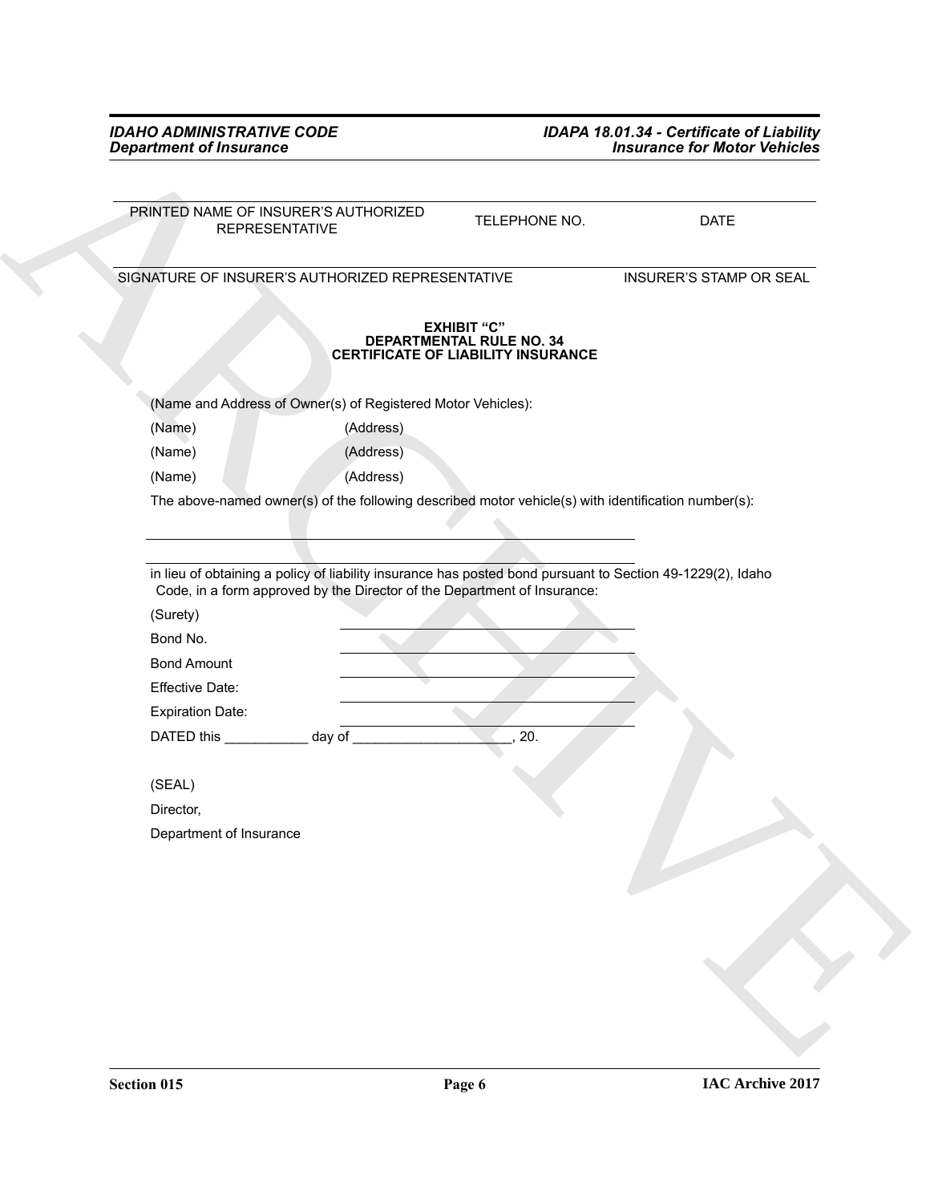| PRINTED NAME OF INSURER'S AUTHORIZED REPRESENTATIVE | TELEPHONE NO. | DATE |
|---|---|---|

| SIGNATURE OF INSURER'S AUTHORIZED REPRESENTATIVE | INSURER'S STAMP OR SEAL |
|---|---|

**EXHIBIT "C"**
**DEPARTMENTAL RULE NO. 34**
**CERTIFICATE OF LIABILITY INSURANCE**

(Name and Address of Owner(s) of Registered Motor Vehicles):

(Name) (Address)

(Name) (Address)

(Name) (Address)

The above-named owner(s) of the following described motor vehicle(s) with identification number(s):

______________________________________________

______________________________________________

in lieu of obtaining a policy of liability insurance has posted bond pursuant to Section 49-1229(2), Idaho Code, in a form approved by the Director of the Department of Insurance:

(Surety) ______________________

Bond No. ______________________

Bond Amount ______________________

Effective Date: ______________________

Expiration Date: ______________________

DATED this ___________ day of _____________________, 20.

(SEAL)

Director,

Department of Insurance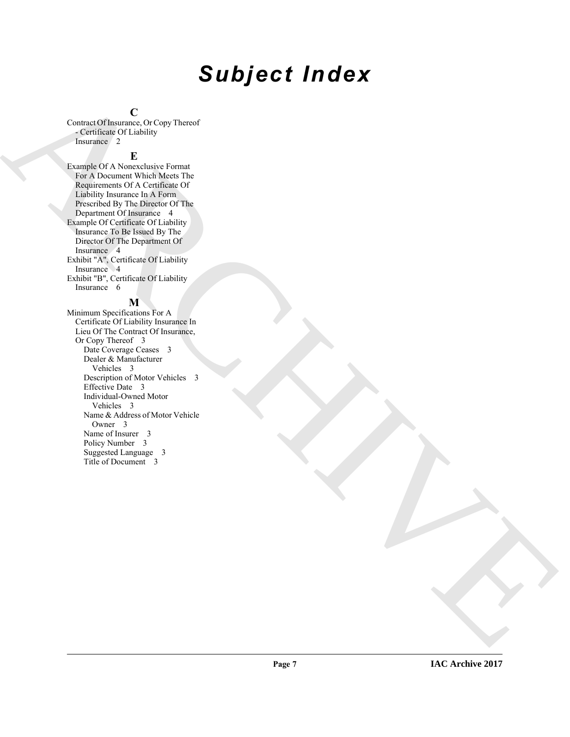# Subject Index

**C**

Contract Of Insurance, Or Copy Thereof - Certificate Of Liability Insurance 2

**E**

Example Of A Nonexclusive Format For A Document Which Meets The Requirements Of A Certificate Of Liability Insurance In A Form Prescribed By The Director Of The Department Of Insurance 4

Example Of Certificate Of Liability Insurance To Be Issued By The Director Of The Department Of Insurance 4

Exhibit "A", Certificate Of Liability Insurance 4

Exhibit "B", Certificate Of Liability Insurance 6

**M**

Minimum Specifications For A Certificate Of Liability Insurance In Lieu Of The Contract Of Insurance, Or Copy Thereof 3
- Date Coverage Ceases 3
- Dealer & Manufacturer Vehicles 3
- Description of Motor Vehicles 3
- Effective Date 3
- Individual-Owned Motor Vehicles 3
- Name & Address of Motor Vehicle Owner 3
- Name of Insurer 3
- Policy Number 3
- Suggested Language 3
- Title of Document 3